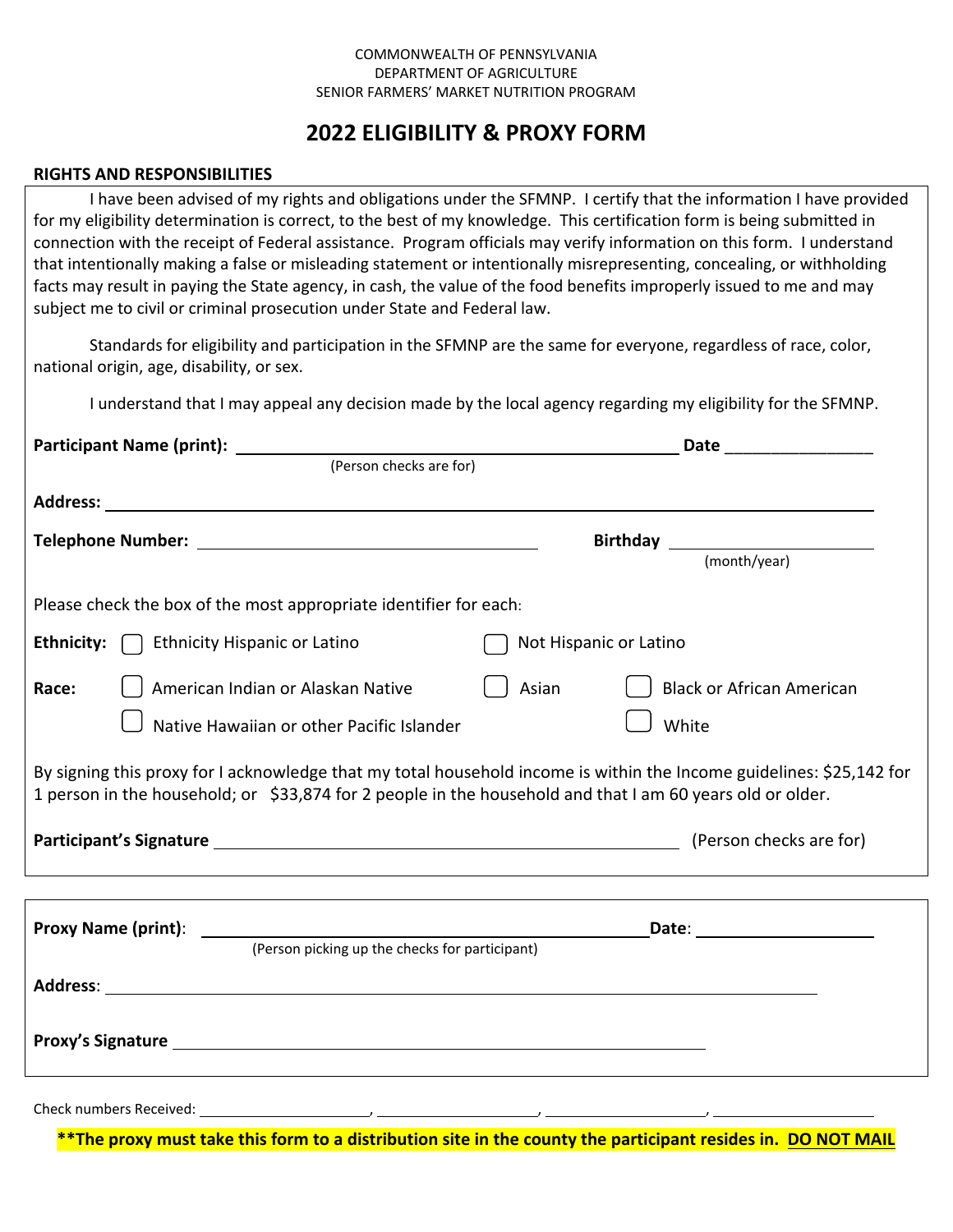COMMONWEALTH OF PENNSYLVANIA
DEPARTMENT OF AGRICULTURE
SENIOR FARMERS' MARKET NUTRITION PROGRAM

# 2022 ELIGIBILITY & PROXY FORM

**RIGHTS AND RESPONSIBILITIES**

I have been advised of my rights and obligations under the SFMNP. I certify that the information I have provided for my eligibility determination is correct, to the best of my knowledge. This certification form is being submitted in connection with the receipt of Federal assistance. Program officials may verify information on this form. I understand that intentionally making a false or misleading statement or intentionally misrepresenting, concealing, or withholding facts may result in paying the State agency, in cash, the value of the food benefits improperly issued to me and may subject me to civil or criminal prosecution under State and Federal law.

Standards for eligibility and participation in the SFMNP are the same for everyone, regardless of race, color, national origin, age, disability, or sex.

I understand that I may appeal any decision made by the local agency regarding my eligibility for the SFMNP.

**Participant Name (print):** ______________________________ **Date** ______________
(Person checks are for)

**Address:** ______________________________________________________________

**Telephone Number:** ______________________ **Birthday** ______________
(month/year)

Please check the box of the most appropriate identifier for each:

**Ethnicity:** ☐ Ethnicity Hispanic or Latino ☐ Not Hispanic or Latino

**Race:** ☐ American Indian or Alaskan Native ☐ Asian ☐ Black or African American
☐ Native Hawaiian or other Pacific Islander ☐ White

By signing this proxy for I acknowledge that my total household income is within the Income guidelines: $25,142 for 1 person in the household; or $33,874 for 2 people in the household and that I am 60 years old or older.

**Participant's Signature** ______________________________ (Person checks are for)

**Proxy Name (print)**: ______________________________ **Date**: ______________
(Person picking up the checks for participant)

**Address**: ______________________________________________________________

**Proxy's Signature** ______________________________________________

Check numbers Received: ______________, ______________, ______________, ______________

**\*\*The proxy must take this form to a distribution site in the county the participant resides in. <u>DO NOT MAIL</u>**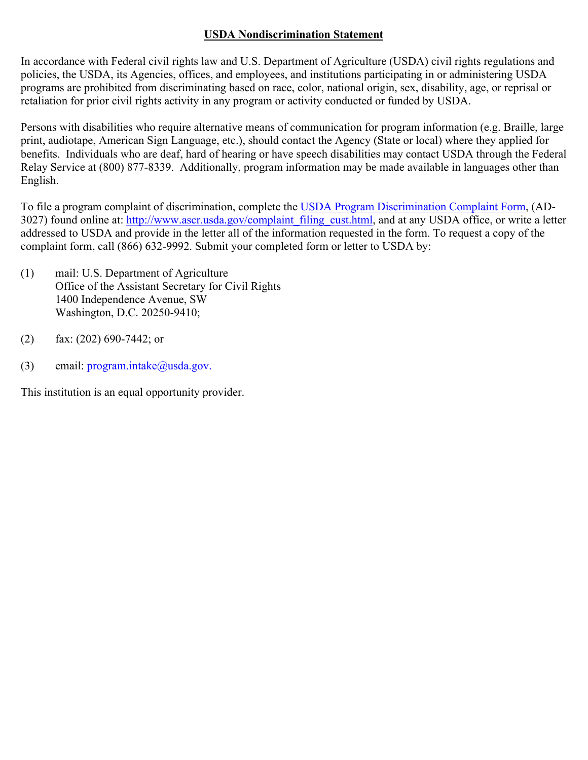## USDA Nondiscrimination Statement

In accordance with Federal civil rights law and U.S. Department of Agriculture (USDA) civil rights regulations and policies, the USDA, its Agencies, offices, and employees, and institutions participating in or administering USDA programs are prohibited from discriminating based on race, color, national origin, sex, disability, age, or reprisal or retaliation for prior civil rights activity in any program or activity conducted or funded by USDA.

Persons with disabilities who require alternative means of communication for program information (e.g. Braille, large print, audiotape, American Sign Language, etc.), should contact the Agency (State or local) where they applied for benefits. Individuals who are deaf, hard of hearing or have speech disabilities may contact USDA through the Federal Relay Service at (800) 877-8339. Additionally, program information may be made available in languages other than English.

To file a program complaint of discrimination, complete the [USDA Program Discrimination Complaint Form](http://www.ascr.usda.gov/complaint_filing_cust.html), (AD-3027) found online at: http://www.ascr.usda.gov/complaint_filing_cust.html, and at any USDA office, or write a letter addressed to USDA and provide in the letter all of the information requested in the form. To request a copy of the complaint form, call (866) 632-9992. Submit your completed form or letter to USDA by:

(1) mail: U.S. Department of Agriculture
Office of the Assistant Secretary for Civil Rights
1400 Independence Avenue, SW
Washington, D.C. 20250-9410;

(2) fax: (202) 690-7442; or

(3) email: program.intake@usda.gov.

This institution is an equal opportunity provider.